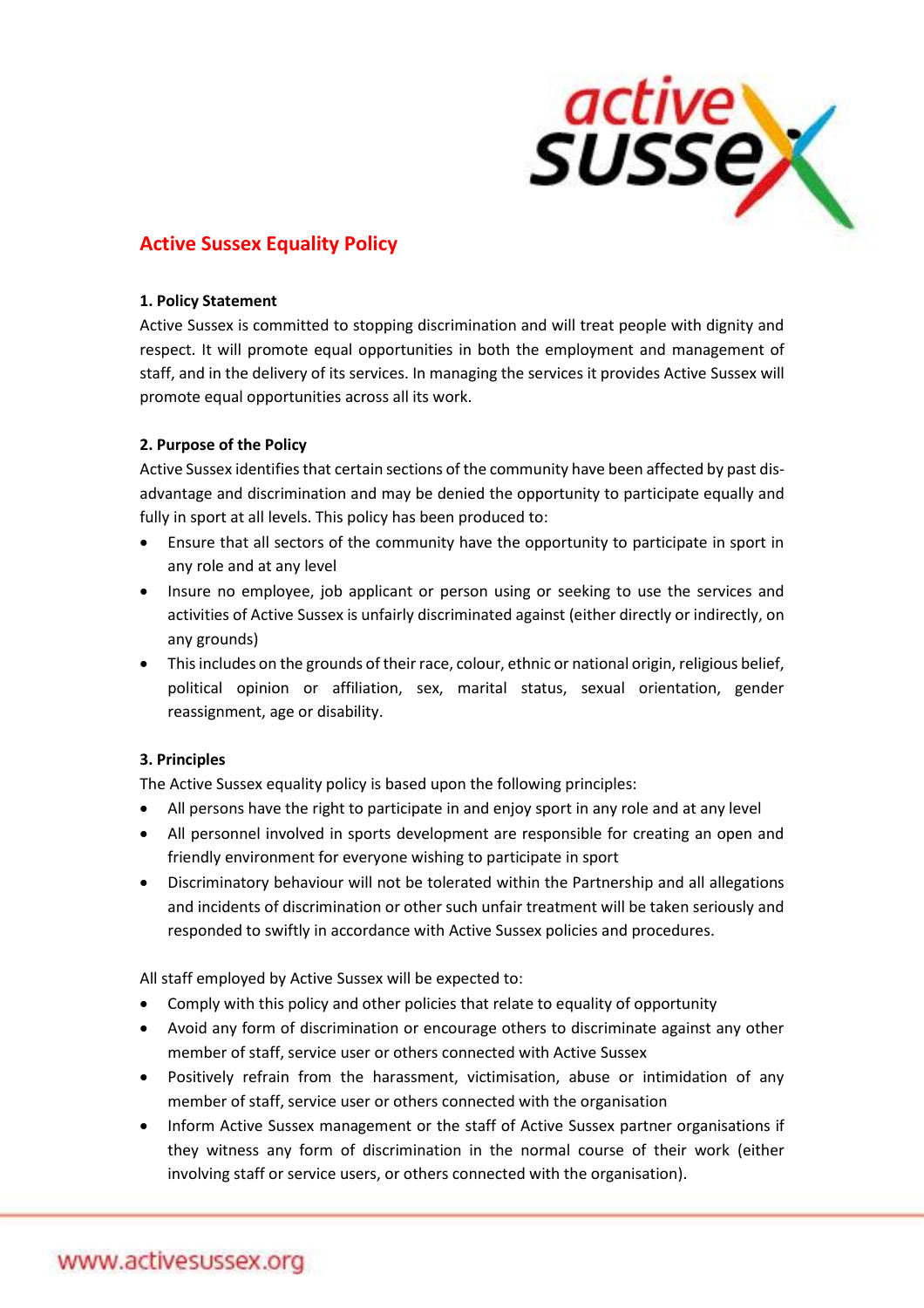# Active Sussex Equality Policy

**1. Policy Statement**

Active Sussex is committed to stopping discrimination and will treat people with dignity and respect. It will promote equal opportunities in both the employment and management of staff, and in the delivery of its services. In managing the services it provides Active Sussex will promote equal opportunities across all its work.

**2. Purpose of the Policy**

Active Sussex identifies that certain sections of the community have been affected by past dis-advantage and discrimination and may be denied the opportunity to participate equally and fully in sport at all levels. This policy has been produced to:

- Ensure that all sectors of the community have the opportunity to participate in sport in any role and at any level
- Insure no employee, job applicant or person using or seeking to use the services and activities of Active Sussex is unfairly discriminated against (either directly or indirectly, on any grounds)
- This includes on the grounds of their race, colour, ethnic or national origin, religious belief, political opinion or affiliation, sex, marital status, sexual orientation, gender reassignment, age or disability.

**3. Principles**

The Active Sussex equality policy is based upon the following principles:

- All persons have the right to participate in and enjoy sport in any role and at any level
- All personnel involved in sports development are responsible for creating an open and friendly environment for everyone wishing to participate in sport
- Discriminatory behaviour will not be tolerated within the Partnership and all allegations and incidents of discrimination or other such unfair treatment will be taken seriously and responded to swiftly in accordance with Active Sussex policies and procedures.

All staff employed by Active Sussex will be expected to:

- Comply with this policy and other policies that relate to equality of opportunity
- Avoid any form of discrimination or encourage others to discriminate against any other member of staff, service user or others connected with Active Sussex
- Positively refrain from the harassment, victimisation, abuse or intimidation of any member of staff, service user or others connected with the organisation
- Inform Active Sussex management or the staff of Active Sussex partner organisations if they witness any form of discrimination in the normal course of their work (either involving staff or service users, or others connected with the organisation).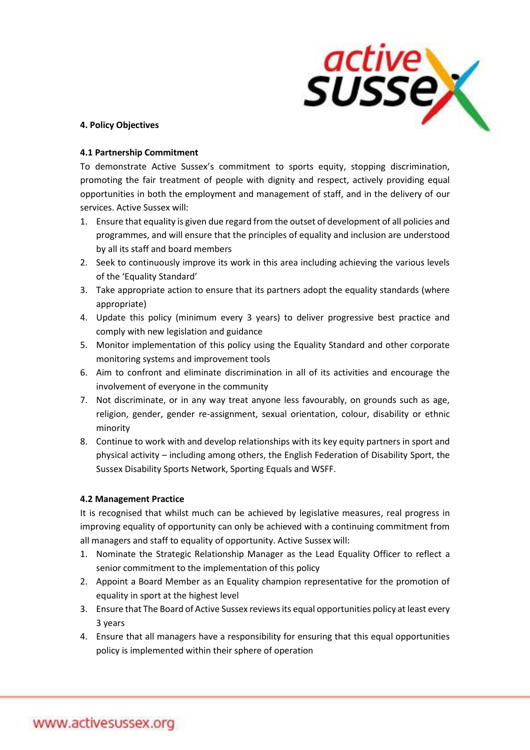## 4. Policy Objectives

### 4.1 Partnership Commitment

To demonstrate Active Sussex's commitment to sports equity, stopping discrimination, promoting the fair treatment of people with dignity and respect, actively providing equal opportunities in both the employment and management of staff, and in the delivery of our services. Active Sussex will:

1. Ensure that equality is given due regard from the outset of development of all policies and programmes, and will ensure that the principles of equality and inclusion are understood by all its staff and board members
2. Seek to continuously improve its work in this area including achieving the various levels of the 'Equality Standard'
3. Take appropriate action to ensure that its partners adopt the equality standards (where appropriate)
4. Update this policy (minimum every 3 years) to deliver progressive best practice and comply with new legislation and guidance
5. Monitor implementation of this policy using the Equality Standard and other corporate monitoring systems and improvement tools
6. Aim to confront and eliminate discrimination in all of its activities and encourage the involvement of everyone in the community
7. Not discriminate, or in any way treat anyone less favourably, on grounds such as age, religion, gender, gender re-assignment, sexual orientation, colour, disability or ethnic minority
8. Continue to work with and develop relationships with its key equity partners in sport and physical activity – including among others, the English Federation of Disability Sport, the Sussex Disability Sports Network, Sporting Equals and WSFF.

### 4.2 Management Practice

It is recognised that whilst much can be achieved by legislative measures, real progress in improving equality of opportunity can only be achieved with a continuing commitment from all managers and staff to equality of opportunity. Active Sussex will:

1. Nominate the Strategic Relationship Manager as the Lead Equality Officer to reflect a senior commitment to the implementation of this policy
2. Appoint a Board Member as an Equality champion representative for the promotion of equality in sport at the highest level
3. Ensure that The Board of Active Sussex reviews its equal opportunities policy at least every 3 years
4. Ensure that all managers have a responsibility for ensuring that this equal opportunities policy is implemented within their sphere of operation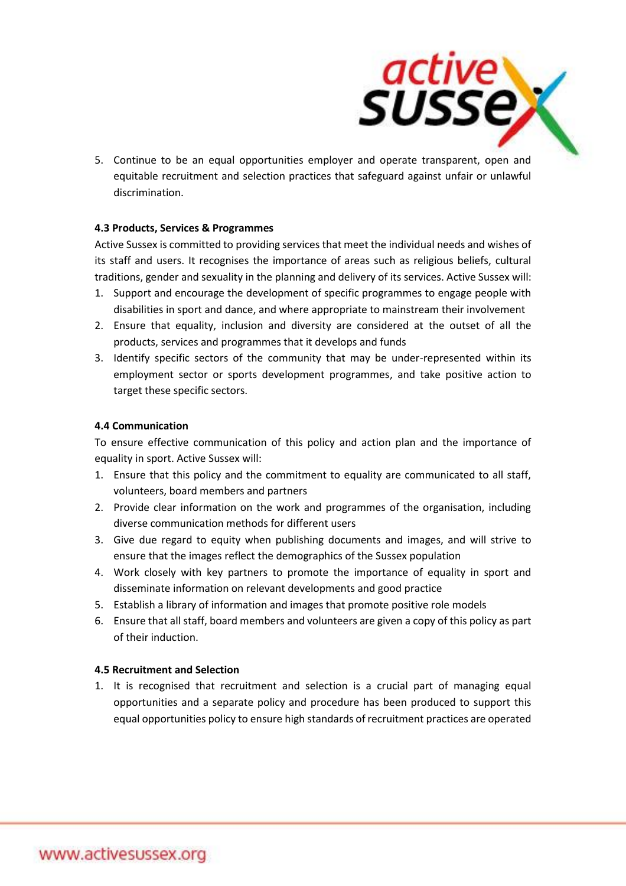5. Continue to be an equal opportunities employer and operate transparent, open and equitable recruitment and selection practices that safeguard against unfair or unlawful discrimination.

**4.3 Products, Services & Programmes**

Active Sussex is committed to providing services that meet the individual needs and wishes of its staff and users. It recognises the importance of areas such as religious beliefs, cultural traditions, gender and sexuality in the planning and delivery of its services. Active Sussex will:

1. Support and encourage the development of specific programmes to engage people with disabilities in sport and dance, and where appropriate to mainstream their involvement
2. Ensure that equality, inclusion and diversity are considered at the outset of all the products, services and programmes that it develops and funds
3. Identify specific sectors of the community that may be under-represented within its employment sector or sports development programmes, and take positive action to target these specific sectors.

**4.4 Communication**

To ensure effective communication of this policy and action plan and the importance of equality in sport. Active Sussex will:

1. Ensure that this policy and the commitment to equality are communicated to all staff, volunteers, board members and partners
2. Provide clear information on the work and programmes of the organisation, including diverse communication methods for different users
3. Give due regard to equity when publishing documents and images, and will strive to ensure that the images reflect the demographics of the Sussex population
4. Work closely with key partners to promote the importance of equality in sport and disseminate information on relevant developments and good practice
5. Establish a library of information and images that promote positive role models
6. Ensure that all staff, board members and volunteers are given a copy of this policy as part of their induction.

**4.5 Recruitment and Selection**

1. It is recognised that recruitment and selection is a crucial part of managing equal opportunities and a separate policy and procedure has been produced to support this equal opportunities policy to ensure high standards of recruitment practices are operated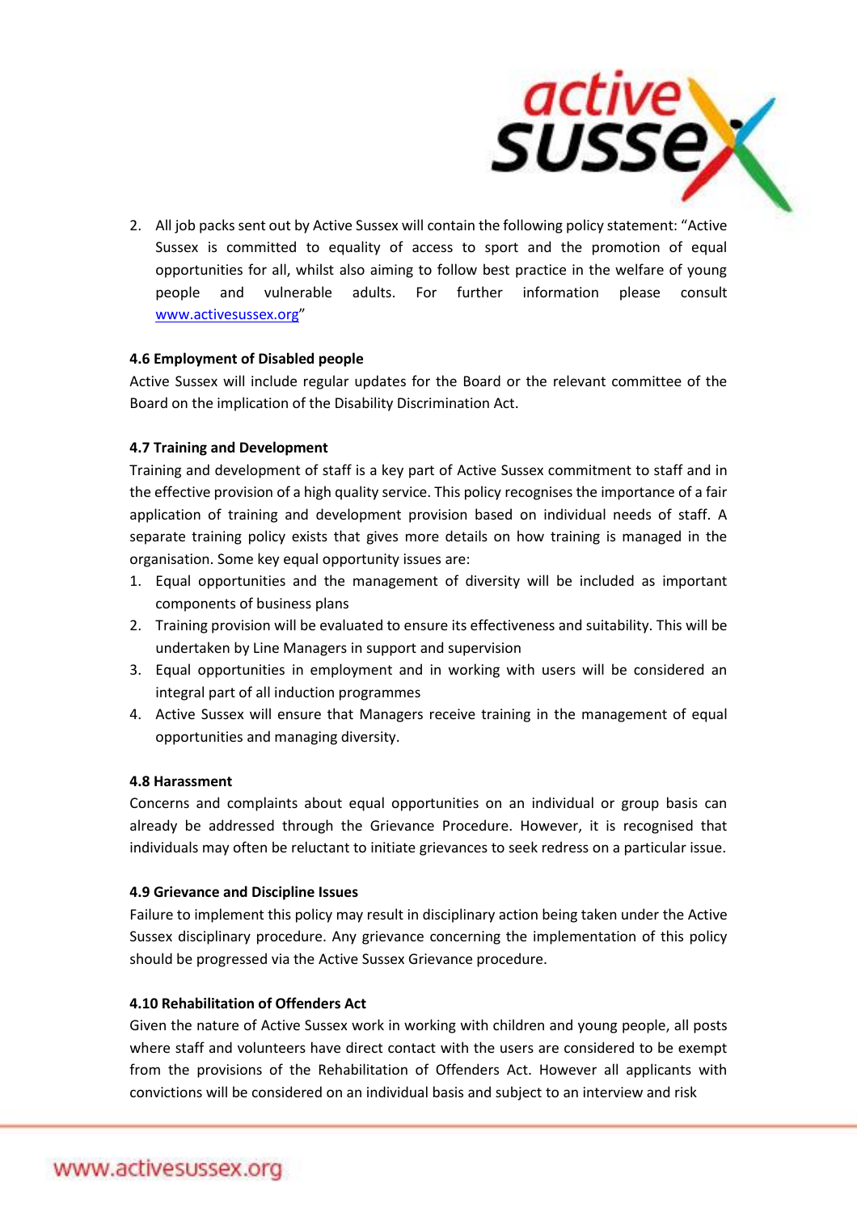2. All job packs sent out by Active Sussex will contain the following policy statement: "Active Sussex is committed to equality of access to sport and the promotion of equal opportunities for all, whilst also aiming to follow best practice in the welfare of young people and vulnerable adults. For further information please consult www.activesussex.org"

**4.6 Employment of Disabled people**

Active Sussex will include regular updates for the Board or the relevant committee of the Board on the implication of the Disability Discrimination Act.

**4.7 Training and Development**

Training and development of staff is a key part of Active Sussex commitment to staff and in the effective provision of a high quality service. This policy recognises the importance of a fair application of training and development provision based on individual needs of staff. A separate training policy exists that gives more details on how training is managed in the organisation. Some key equal opportunity issues are:

1. Equal opportunities and the management of diversity will be included as important components of business plans
2. Training provision will be evaluated to ensure its effectiveness and suitability. This will be undertaken by Line Managers in support and supervision
3. Equal opportunities in employment and in working with users will be considered an integral part of all induction programmes
4. Active Sussex will ensure that Managers receive training in the management of equal opportunities and managing diversity.

**4.8 Harassment**

Concerns and complaints about equal opportunities on an individual or group basis can already be addressed through the Grievance Procedure. However, it is recognised that individuals may often be reluctant to initiate grievances to seek redress on a particular issue.

**4.9 Grievance and Discipline Issues**

Failure to implement this policy may result in disciplinary action being taken under the Active Sussex disciplinary procedure. Any grievance concerning the implementation of this policy should be progressed via the Active Sussex Grievance procedure.

**4.10 Rehabilitation of Offenders Act**

Given the nature of Active Sussex work in working with children and young people, all posts where staff and volunteers have direct contact with the users are considered to be exempt from the provisions of the Rehabilitation of Offenders Act. However all applicants with convictions will be considered on an individual basis and subject to an interview and risk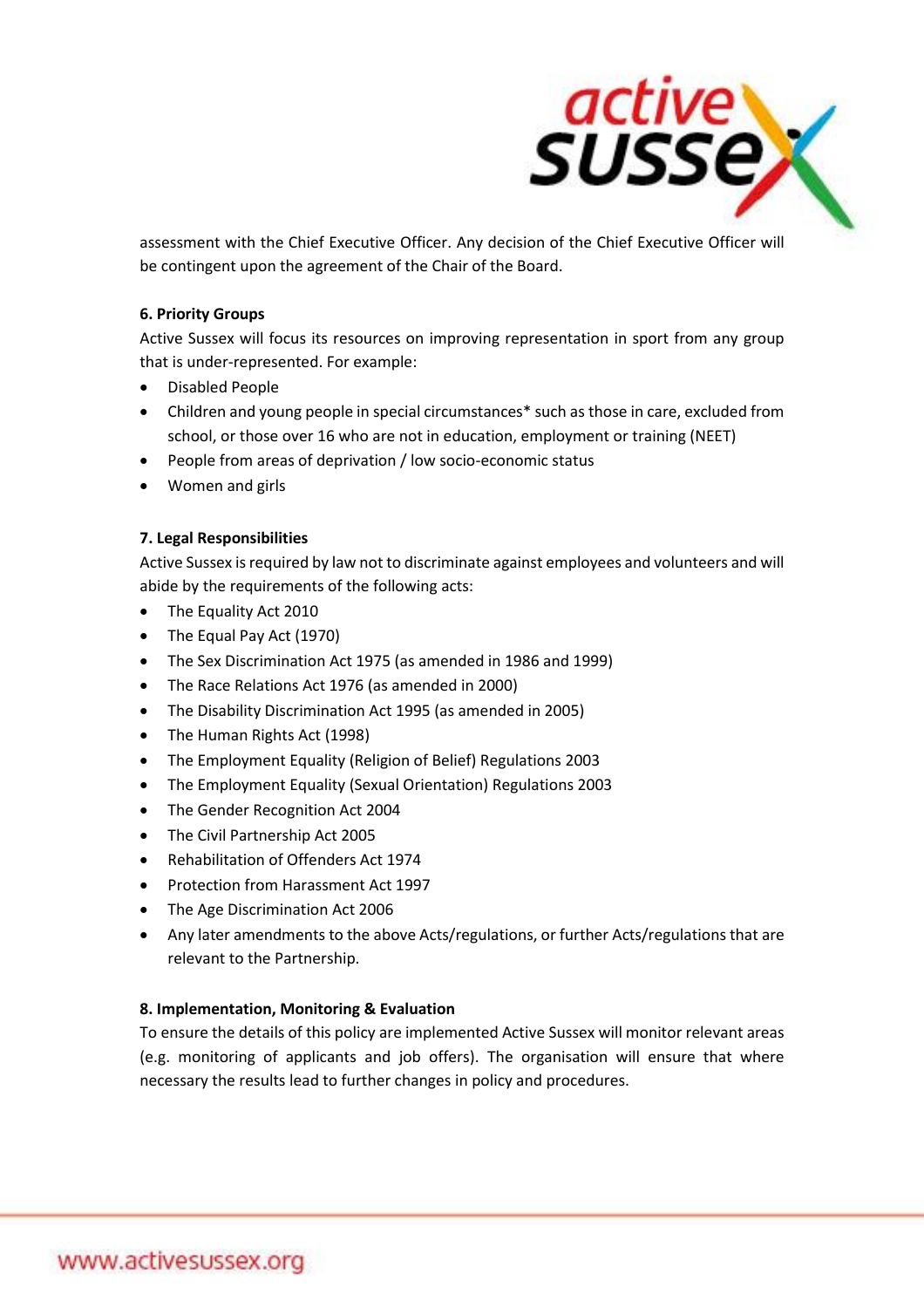assessment with the Chief Executive Officer. Any decision of the Chief Executive Officer will be contingent upon the agreement of the Chair of the Board.

**6. Priority Groups**

Active Sussex will focus its resources on improving representation in sport from any group that is under-represented. For example:

- Disabled People
- Children and young people in special circumstances* such as those in care, excluded from school, or those over 16 who are not in education, employment or training (NEET)
- People from areas of deprivation / low socio-economic status
- Women and girls

**7. Legal Responsibilities**

Active Sussex is required by law not to discriminate against employees and volunteers and will abide by the requirements of the following acts:

- The Equality Act 2010
- The Equal Pay Act (1970)
- The Sex Discrimination Act 1975 (as amended in 1986 and 1999)
- The Race Relations Act 1976 (as amended in 2000)
- The Disability Discrimination Act 1995 (as amended in 2005)
- The Human Rights Act (1998)
- The Employment Equality (Religion of Belief) Regulations 2003
- The Employment Equality (Sexual Orientation) Regulations 2003
- The Gender Recognition Act 2004
- The Civil Partnership Act 2005
- Rehabilitation of Offenders Act 1974
- Protection from Harassment Act 1997
- The Age Discrimination Act 2006
- Any later amendments to the above Acts/regulations, or further Acts/regulations that are relevant to the Partnership.

**8. Implementation, Monitoring & Evaluation**

To ensure the details of this policy are implemented Active Sussex will monitor relevant areas (e.g. monitoring of applicants and job offers). The organisation will ensure that where necessary the results lead to further changes in policy and procedures.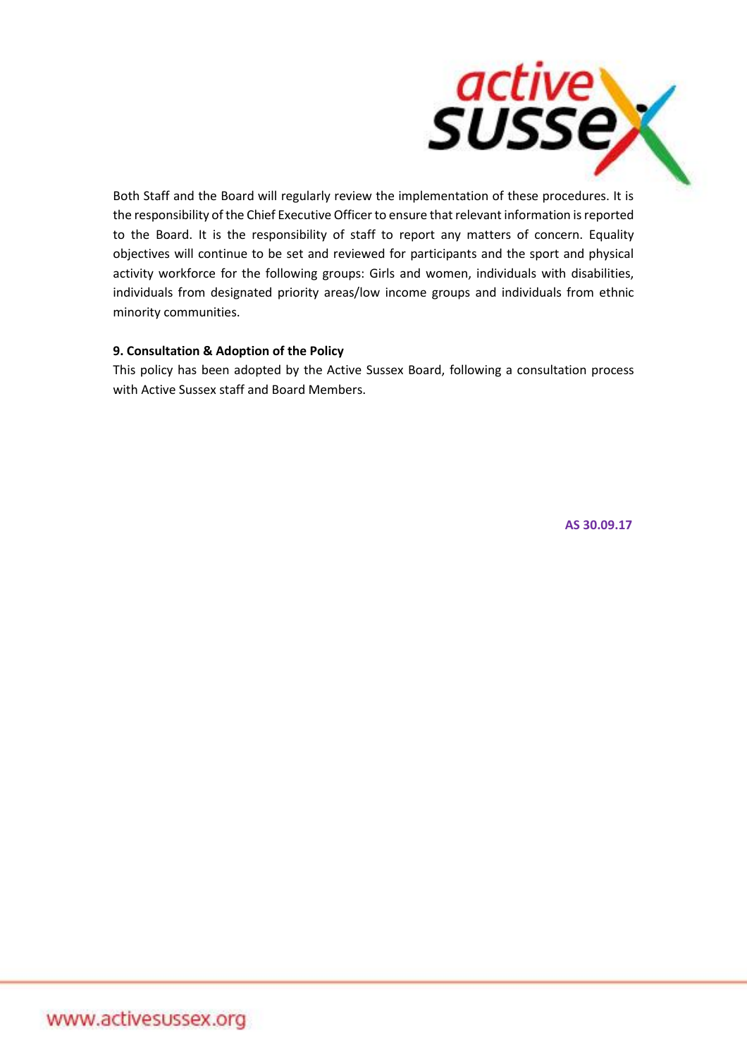Both Staff and the Board will regularly review the implementation of these procedures. It is the responsibility of the Chief Executive Officer to ensure that relevant information is reported to the Board. It is the responsibility of staff to report any matters of concern. Equality objectives will continue to be set and reviewed for participants and the sport and physical activity workforce for the following groups: Girls and women, individuals with disabilities, individuals from designated priority areas/low income groups and individuals from ethnic minority communities.

**9. Consultation & Adoption of the Policy**

This policy has been adopted by the Active Sussex Board, following a consultation process with Active Sussex staff and Board Members.

**AS 30.09.17**